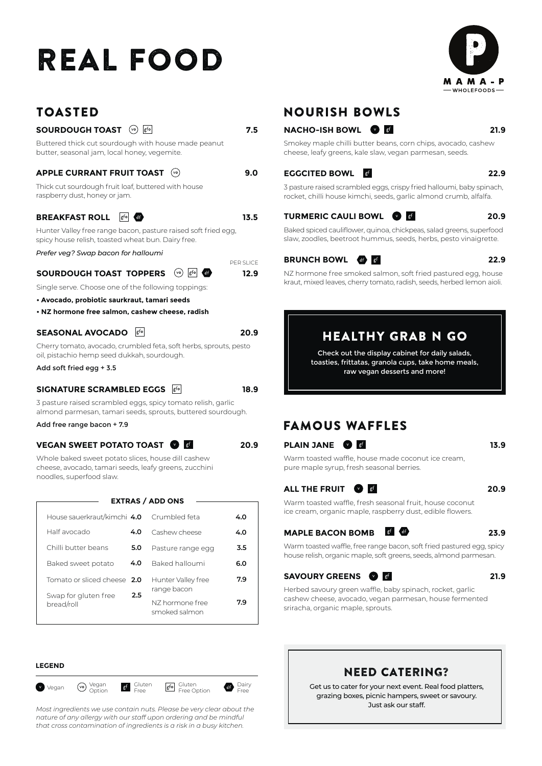# REAL FOOD

MAMA-P WHOLEFOODS

## TOASTED

### SOURDOUGH TOAST (vo) (gfo) — 7.5

Buttered thick cut sourdough with house made peanut butter, seasonal jam, local honey, vegemite.

### APPLE CURRANT FRUIT TOAST (vo) — 9.0

Thick cut sourdough fruit loaf, buttered with house raspberry dust, honey or jam.

### BREAKFAST ROLL (gfo) (df) — 13.5

Hunter Valley free range bacon, pasture raised soft fried egg, spicy house relish, toasted wheat bun. Dairy free.

*Prefer veg? Swap bacon for halloumi*

### SOURDOUGH TOAST TOPPERS (vo) (gfo) (df) — 12.9 PER SLICE

Single serve. Choose one of the following toppings:

- **Avocado, probiotic saurkraut, tamari seeds**
- **NZ hormone free salmon, cashew cheese, radish**

### SEASONAL AVOCADO (gfo) — 20.9

Cherry tomato, avocado, crumbled feta, soft herbs, sprouts, pesto oil, pistachio hemp seed dukkah, sourdough.

Add soft fried egg + 3.5

### SIGNATURE SCRAMBLED EGGS (gfo) — 18.9

3 pasture raised scrambled eggs, spicy tomato relish, garlic almond parmesan, tamari seeds, sprouts, buttered sourdough.

Add free range bacon + 7.9

### VEGAN SWEET POTATO TOAST (v) (gf) — 20.9

Whole baked sweet potato slices, house dill cashew cheese, avocado, tamari seeds, leafy greens, zucchini noodles, superfood slaw.

### EXTRAS / ADD ONS

| Item | Price | Item | Price |
|---|---|---|---|
| House sauerkraut/kimchi | 4.0 | Crumbled feta | 4.0 |
| Half avocado | 4.0 | Cashew cheese | 4.0 |
| Chilli butter beans | 5.0 | Pasture range egg | 3.5 |
| Baked sweet potato | 4.0 | Baked halloumi | 6.0 |
| Tomato or sliced cheese | 2.0 | Hunter Valley free range bacon | 7.9 |
| Swap for gluten free bread/roll | 2.5 | NZ hormone free smoked salmon | 7.9 |

## NOURISH BOWLS

### NACHO-ISH BOWL (v) (gf) — 21.9

Smokey maple chilli butter beans, corn chips, avocado, cashew cheese, leafy greens, kale slaw, vegan parmesan, seeds.

### EGGCITED BOWL (gf) — 22.9

3 pasture raised scrambled eggs, crispy fried halloumi, baby spinach, rocket, chilli house kimchi, seeds, garlic almond crumb, alfalfa.

### TURMERIC CAULI BOWL (v) (gf) — 20.9

Baked spiced cauliflower, quinoa, chickpeas, salad greens, superfood slaw, zoodles, beetroot hummus, seeds, herbs, pesto vinaigrette.

### BRUNCH BOWL (df) (gf) — 22.9

NZ hormone free smoked salmon, soft fried pastured egg, house kraut, mixed leaves, cherry tomato, radish, seeds, herbed lemon aioli.

## HEALTHY GRAB N GO

Check out the display cabinet for daily salads, toasties, frittatas, granola cups, take home meals, raw vegan desserts and more!

## FAMOUS WAFFLES

### PLAIN JANE (v) (gf) — 13.9

Warm toasted waffle, house made coconut ice cream, pure maple syrup, fresh seasonal berries.

### ALL THE FRUIT (v) (gf) — 20.9

Warm toasted waffle, fresh seasonal fruit, house coconut ice cream, organic maple, raspberry dust, edible flowers.

### MAPLE BACON BOMB (gf) (df) — 23.9

Warm toasted waffle, free range bacon, soft fried pastured egg, spicy house relish, organic maple, soft greens, seeds, almond parmesan.

### SAVOURY GREENS (v) (gf) — 21.9

Herbed savoury green waffle, baby spinach, rocket, garlic cashew cheese, avocado, vegan parmesan, house fermented sriracha, organic maple, sprouts.

## NEED CATERING?

Get us to cater for your next event. Real food platters, grazing boxes, picnic hampers, sweet or savoury. Just ask our staff.

**LEGEND**

(v) Vegan (vo) Vegan Option (gf) Gluten Free (gfo) Gluten Free Option (df) Dairy Free

*Most ingredients we use contain nuts. Please be very clear about the nature of any allergy with our staff upon ordering and be mindful that cross contamination of ingredients is a risk in a busy kitchen.*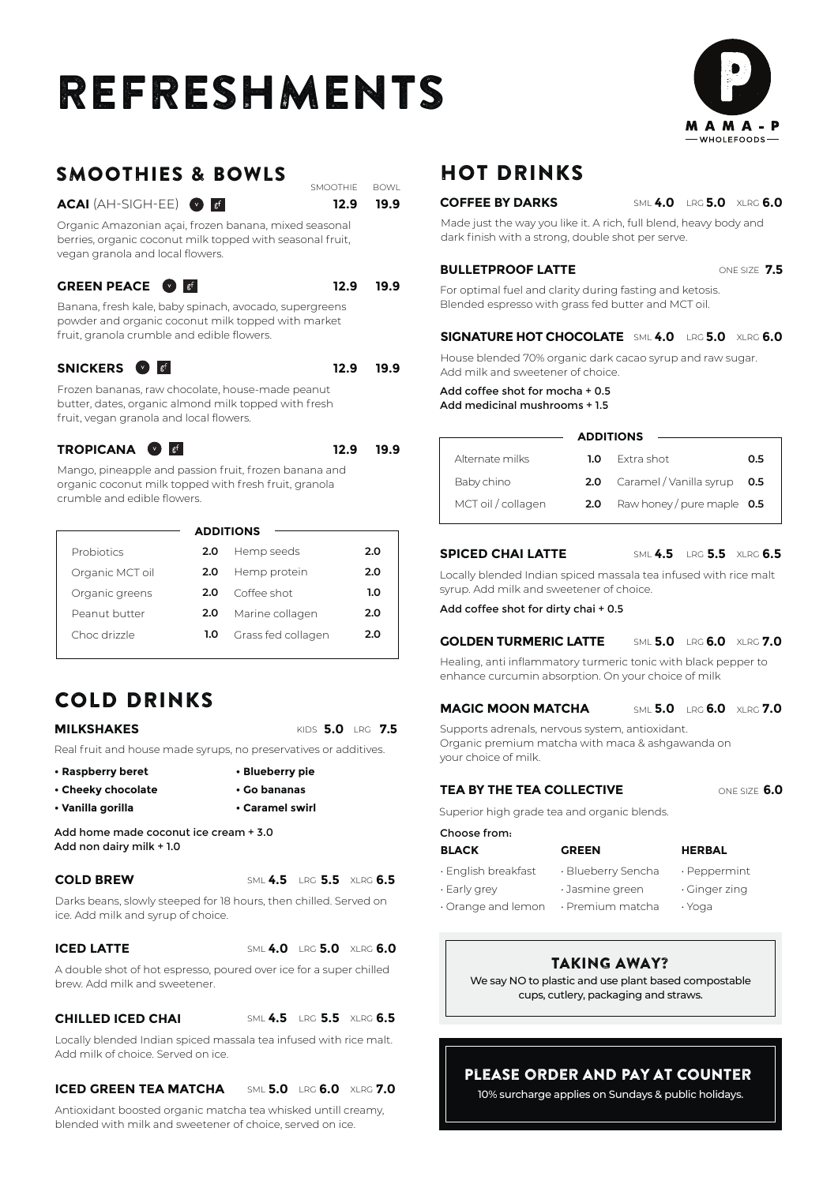# REFRESHMENTS

MAMA-P
WHOLEFOODS

## SMOOTHIES & BOWLS

| | SMOOTHIE | BOWL |
|---|---|---|
| **ACAI** (AH-SIGH-EE) v gf | **12.9** | **19.9** |

Organic Amazonian açai, frozen banana, mixed seasonal berries, organic coconut milk topped with seasonal fruit, vegan granola and local flowers.

| | | |
|---|---|---|
| **GREEN PEACE** v gf | **12.9** | **19.9** |

Banana, fresh kale, baby spinach, avocado, supergreens powder and organic coconut milk topped with market fruit, granola crumble and edible flowers.

| | | |
|---|---|---|
| **SNICKERS** v gf | **12.9** | **19.9** |

Frozen bananas, raw chocolate, house-made peanut butter, dates, organic almond milk topped with fresh fruit, vegan granola and local flowers.

| | | |
|---|---|---|
| **TROPICANA** v gf | **12.9** | **19.9** |

Mango, pineapple and passion fruit, frozen banana and organic coconut milk topped with fresh fruit, granola crumble and edible flowers.

**ADDITIONS**

| | | | |
|---|---|---|---|
| Probiotics | **2.0** | Hemp seeds | **2.0** |
| Organic MCT oil | **2.0** | Hemp protein | **2.0** |
| Organic greens | **2.0** | Coffee shot | **1.0** |
| Peanut butter | **2.0** | Marine collagen | **2.0** |
| Choc drizzle | **1.0** | Grass fed collagen | **2.0** |

## COLD DRINKS

**MILKSHAKES** — KIDS **5.0** LRG **7.5**

Real fruit and house made syrups, no preservatives or additives.

- **Raspberry beret**
- **Cheeky chocolate**
- **Vanilla gorilla**
- **Blueberry pie**
- **Go bananas**
- **Caramel swirl**

Add home made coconut ice cream + 3.0
Add non dairy milk + 1.0

**COLD BREW** — SML **4.5** LRG **5.5** XLRG **6.5**

Darks beans, slowly steeped for 18 hours, then chilled. Served on ice. Add milk and syrup of choice.

**ICED LATTE** — SML **4.0** LRG **5.0** XLRG **6.0**

A double shot of hot espresso, poured over ice for a super chilled brew. Add milk and sweetener.

**CHILLED ICED CHAI** — SML **4.5** LRG **5.5** XLRG **6.5**

Locally blended Indian spiced massala tea infused with rice malt. Add milk of choice. Served on ice.

**ICED GREEN TEA MATCHA** — SML **5.0** LRG **6.0** XLRG **7.0**

Antioxidant boosted organic matcha tea whisked untill creamy, blended with milk and sweetener of choice, served on ice.

## HOT DRINKS

**COFFEE BY DARKS** — SML **4.0** LRG **5.0** XLRG **6.0**

Made just the way you like it. A rich, full blend, heavy body and dark finish with a strong, double shot per serve.

**BULLETPROOF LATTE** — ONE SIZE **7.5**

For optimal fuel and clarity during fasting and ketosis. Blended espresso with grass fed butter and MCT oil.

**SIGNATURE HOT CHOCOLATE** — SML **4.0** LRG **5.0** XLRG **6.0**

House blended 70% organic dark cacao syrup and raw sugar. Add milk and sweetener of choice.

Add coffee shot for mocha + 0.5
Add medicinal mushrooms + 1.5

**ADDITIONS**

| | | | |
|---|---|---|---|
| Alternate milks | **1.0** | Extra shot | **0.5** |
| Baby chino | **2.0** | Caramel / Vanilla syrup | **0.5** |
| MCT oil / collagen | **2.0** | Raw honey / pure maple | **0.5** |

**SPICED CHAI LATTE** — SML **4.5** LRG **5.5** XLRG **6.5**

Locally blended Indian spiced massala tea infused with rice malt syrup. Add milk and sweetener of choice.

Add coffee shot for dirty chai + 0.5

**GOLDEN TURMERIC LATTE** — SML **5.0** LRG **6.0** XLRG **7.0**

Healing, anti inflammatory turmeric tonic with black pepper to enhance curcumin absorption. On your choice of milk

**MAGIC MOON MATCHA** — SML **5.0** LRG **6.0** XLRG **7.0**

Supports adrenals, nervous system, antioxidant. Organic premium matcha with maca & ashgawanda on your choice of milk.

**TEA BY THE TEA COLLECTIVE** — ONE SIZE **6.0**

Superior high grade tea and organic blends.

Choose from:

| BLACK | GREEN | HERBAL |
|---|---|---|
| · English breakfast | · Blueberry Sencha | · Peppermint |
| · Early grey | · Jasmine green | · Ginger zing |
| · Orange and lemon | · Premium matcha | · Yoga |

### TAKING AWAY?

We say NO to plastic and use plant based compostable cups, cutlery, packaging and straws.

### PLEASE ORDER AND PAY AT COUNTER

10% surcharge applies on Sundays & public holidays.